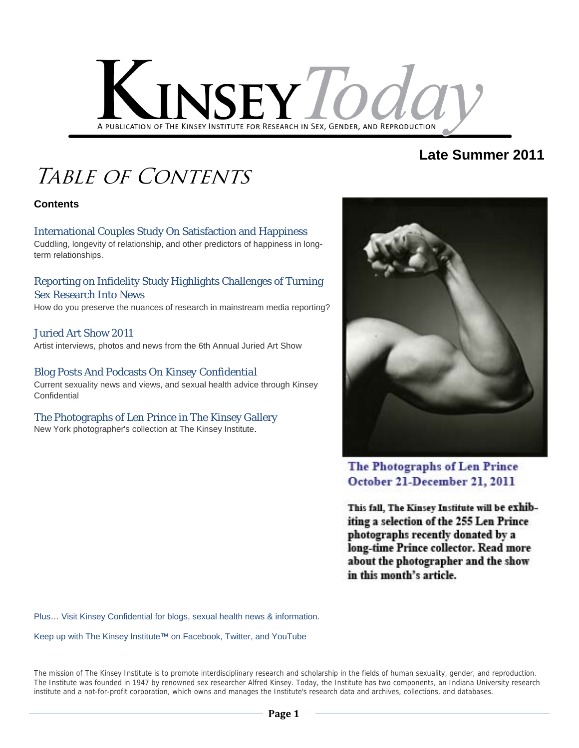# Kinsey Today

A PUBLICATION OF THE KINSEY INSTITUTE FOR RESEARCH IN SEX, GENDER, AND REPRODUCTION

**Late Summer 2011**

# Table of Contents

**Contents**

### International Couples Study On Satisfaction and Happiness

Cuddling, longevity of relationship, and other predictors of happiness in long-term relationships.

### Reporting on Infidelity Study Highlights Challenges of Turning Sex Research Into News

How do you preserve the nuances of research in mainstream media reporting?

### Juried Art Show 2011

Artist interviews, photos and news from the 6th Annual Juried Art Show

### Blog Posts And Podcasts On Kinsey Confidential

Current sexuality news and views, and sexual health advice through Kinsey Confidential

### The Photographs of Len Prince in The Kinsey Gallery

New York photographer's collection at The Kinsey Institute.

**The Photographs of Len Prince**
**October 21-December 21, 2011**

**This fall, The Kinsey Institute will be exhibiting a selection of the 255 Len Prince photographs recently donated by a long-time Prince collector. Read more about the photographer and the show in this month's article.**

Plus… Visit Kinsey Confidential for blogs, sexual health news & information.

Keep up with The Kinsey Institute™ on Facebook, Twitter, and YouTube

The mission of The Kinsey Institute is to promote interdisciplinary research and scholarship in the fields of human sexuality, gender, and reproduction. The Institute was founded in 1947 by renowned sex researcher Alfred Kinsey. Today, the Institute has two components, an Indiana University research institute and a not-for-profit corporation, which owns and manages the Institute's research data and archives, collections, and databases.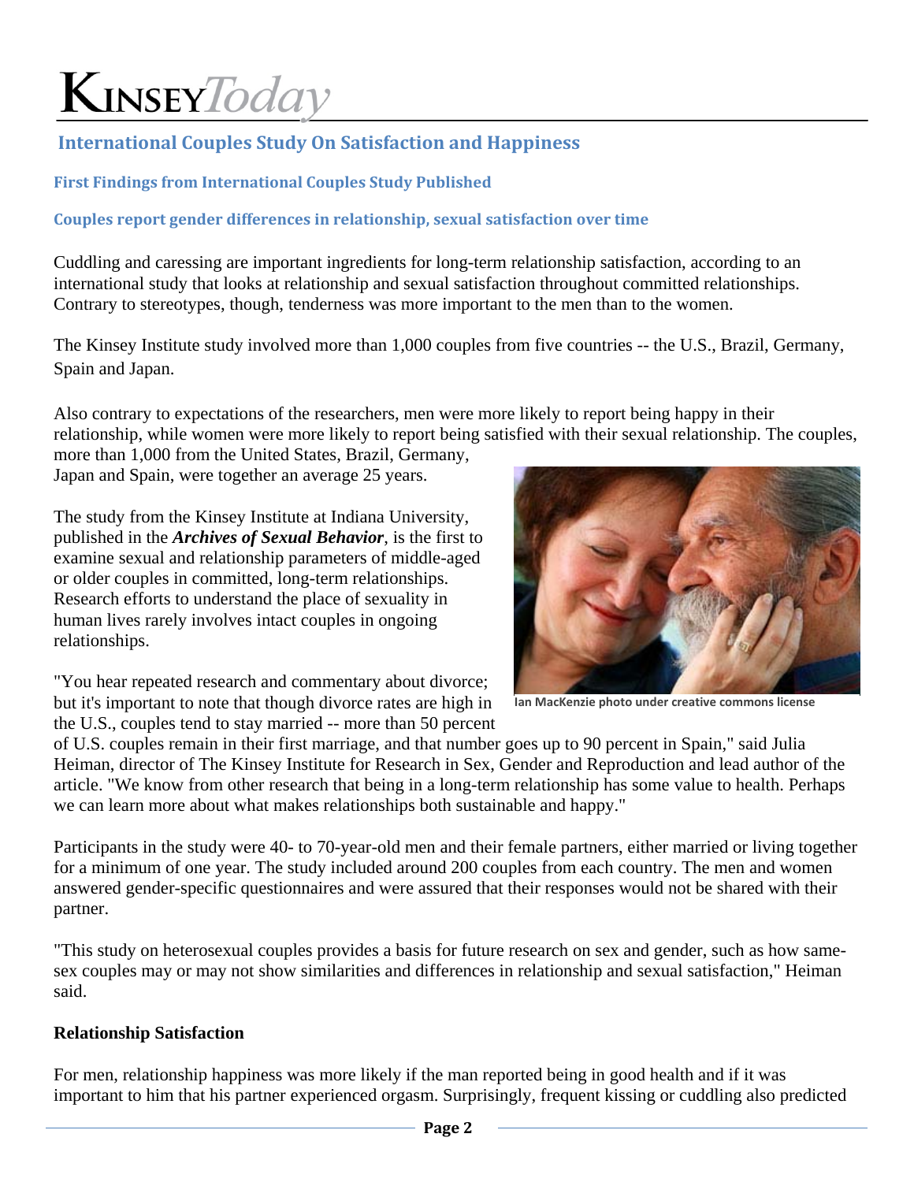# KinseyToday

## International Couples Study On Satisfaction and Happiness

### First Findings from International Couples Study Published

### Couples report gender differences in relationship, sexual satisfaction over time

Cuddling and caressing are important ingredients for long-term relationship satisfaction, according to an international study that looks at relationship and sexual satisfaction throughout committed relationships. Contrary to stereotypes, though, tenderness was more important to the men than to the women.

The Kinsey Institute study involved more than 1,000 couples from five countries -- the U.S., Brazil, Germany, Spain and Japan.

Also contrary to expectations of the researchers, men were more likely to report being happy in their relationship, while women were more likely to report being satisfied with their sexual relationship. The couples, more than 1,000 from the United States, Brazil, Germany, Japan and Spain, were together an average 25 years.

The study from the Kinsey Institute at Indiana University, published in the ***Archives of Sexual Behavior***, is the first to examine sexual and relationship parameters of middle-aged or older couples in committed, long-term relationships. Research efforts to understand the place of sexuality in human lives rarely involves intact couples in ongoing relationships.

Ian MacKenzie photo under creative commons license

"You hear repeated research and commentary about divorce; but it's important to note that though divorce rates are high in the U.S., couples tend to stay married -- more than 50 percent of U.S. couples remain in their first marriage, and that number goes up to 90 percent in Spain," said Julia Heiman, director of The Kinsey Institute for Research in Sex, Gender and Reproduction and lead author of the article. "We know from other research that being in a long-term relationship has some value to health. Perhaps we can learn more about what makes relationships both sustainable and happy."

Participants in the study were 40- to 70-year-old men and their female partners, either married or living together for a minimum of one year. The study included around 200 couples from each country. The men and women answered gender-specific questionnaires and were assured that their responses would not be shared with their partner.

"This study on heterosexual couples provides a basis for future research on sex and gender, such as how same-sex couples may or may not show similarities and differences in relationship and sexual satisfaction," Heiman said.

**Relationship Satisfaction**

For men, relationship happiness was more likely if the man reported being in good health and if it was important to him that his partner experienced orgasm. Surprisingly, frequent kissing or cuddling also predicted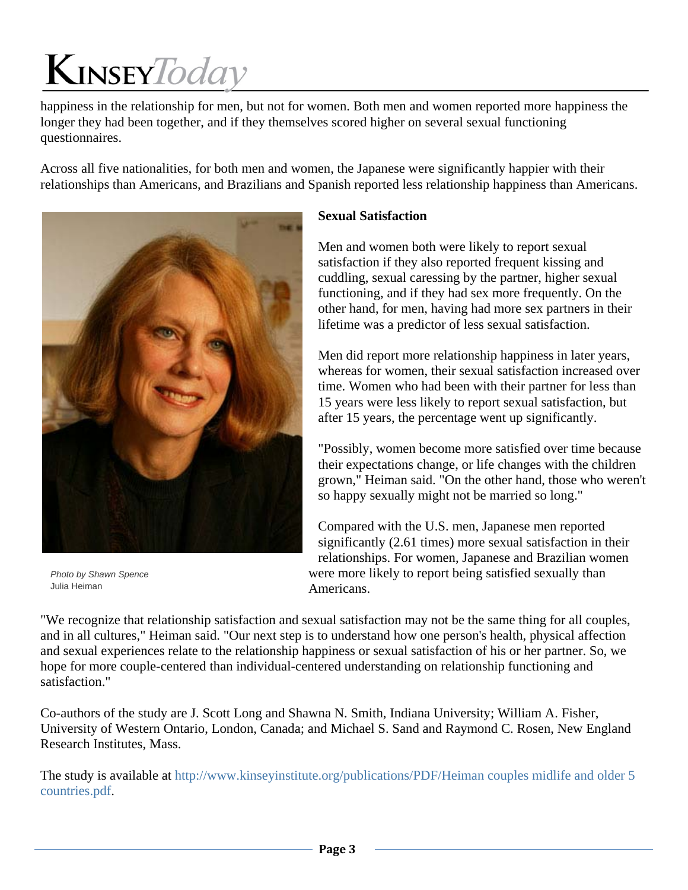happiness in the relationship for men, but not for women. Both men and women reported more happiness the longer they had been together, and if they themselves scored higher on several sexual functioning questionnaires.

Across all five nationalities, for both men and women, the Japanese were significantly happier with their relationships than Americans, and Brazilians and Spanish reported less relationship happiness than Americans.

*Photo by Shawn Spence*
Julia Heiman

**Sexual Satisfaction**

Men and women both were likely to report sexual satisfaction if they also reported frequent kissing and cuddling, sexual caressing by the partner, higher sexual functioning, and if they had sex more frequently. On the other hand, for men, having had more sex partners in their lifetime was a predictor of less sexual satisfaction.

Men did report more relationship happiness in later years, whereas for women, their sexual satisfaction increased over time. Women who had been with their partner for less than 15 years were less likely to report sexual satisfaction, but after 15 years, the percentage went up significantly.

"Possibly, women become more satisfied over time because their expectations change, or life changes with the children grown," Heiman said. "On the other hand, those who weren't so happy sexually might not be married so long."

Compared with the U.S. men, Japanese men reported significantly (2.61 times) more sexual satisfaction in their relationships. For women, Japanese and Brazilian women were more likely to report being satisfied sexually than Americans.

"We recognize that relationship satisfaction and sexual satisfaction may not be the same thing for all couples, and in all cultures," Heiman said. "Our next step is to understand how one person's health, physical affection and sexual experiences relate to the relationship happiness or sexual satisfaction of his or her partner. So, we hope for more couple-centered than individual-centered understanding on relationship functioning and satisfaction."

Co-authors of the study are J. Scott Long and Shawna N. Smith, Indiana University; William A. Fisher, University of Western Ontario, London, Canada; and Michael S. Sand and Raymond C. Rosen, New England Research Institutes, Mass.

The study is available at http://www.kinseyinstitute.org/publications/PDF/Heiman couples midlife and older 5 countries.pdf.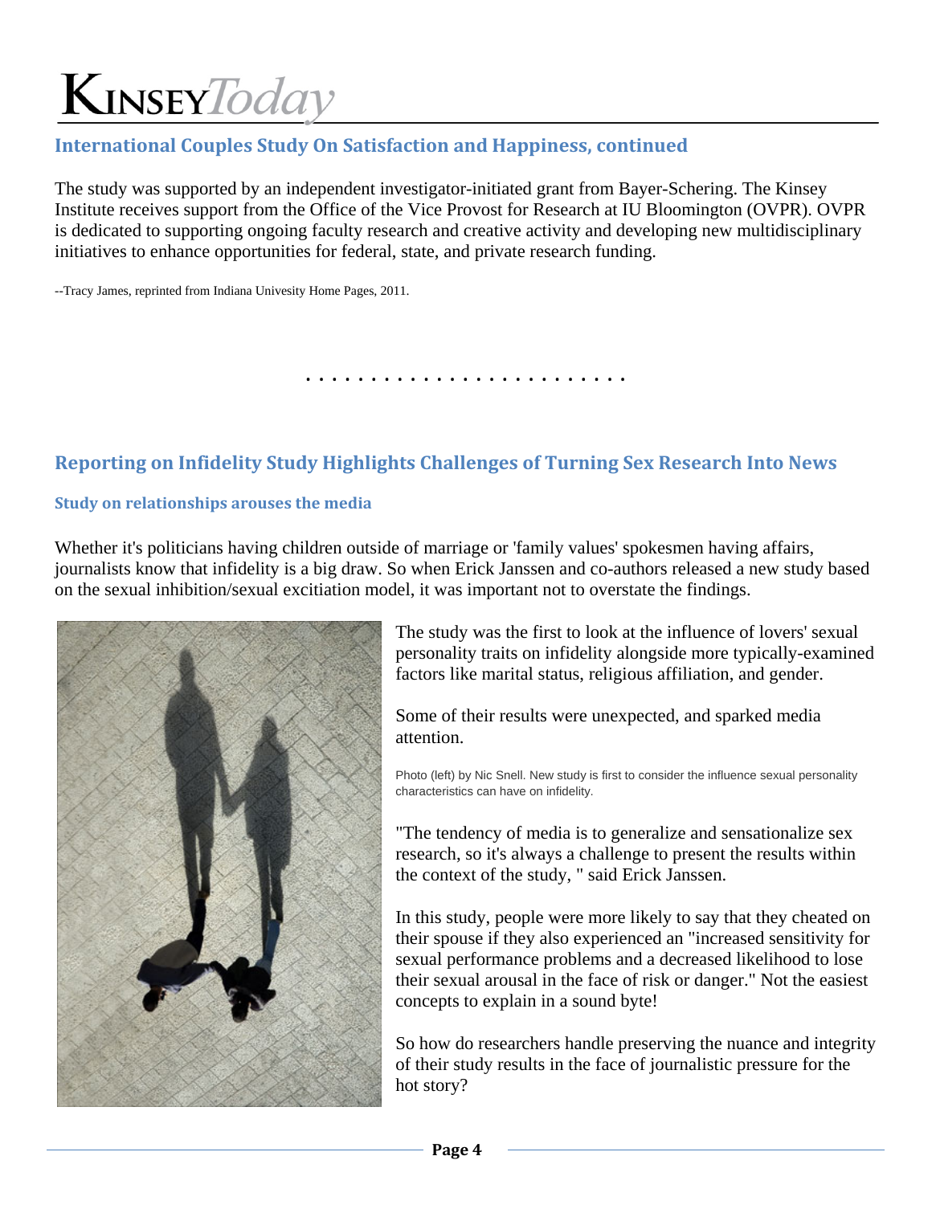## International Couples Study On Satisfaction and Happiness, continued

The study was supported by an independent investigator-initiated grant from Bayer-Schering. The Kinsey Institute receives support from the Office of the Vice Provost for Research at IU Bloomington (OVPR). OVPR is dedicated to supporting ongoing faculty research and creative activity and developing new multidisciplinary initiatives to enhance opportunities for federal, state, and private research funding.

--Tracy James, reprinted from Indiana Univesity Home Pages, 2011.

. . . . . . . . . . . . . . . . . . . . . . . .

## Reporting on Infidelity Study Highlights Challenges of Turning Sex Research Into News

### Study on relationships arouses the media

Whether it's politicians having children outside of marriage or 'family values' spokesmen having affairs, journalists know that infidelity is a big draw. So when Erick Janssen and co-authors released a new study based on the sexual inhibition/sexual excitation model, it was important not to overstate the findings.

The study was the first to look at the influence of lovers' sexual personality traits on infidelity alongside more typically-examined factors like marital status, religious affiliation, and gender.

Some of their results were unexpected, and sparked media attention.

Photo (left) by Nic Snell. New study is first to consider the influence sexual personality characteristics can have on infidelity.

"The tendency of media is to generalize and sensationalize sex research, so it's always a challenge to present the results within the context of the study, " said Erick Janssen.

In this study, people were more likely to say that they cheated on their spouse if they also experienced an "increased sensitivity for sexual performance problems and a decreased likelihood to lose their sexual arousal in the face of risk or danger." Not the easiest concepts to explain in a sound byte!

So how do researchers handle preserving the nuance and integrity of their study results in the face of journalistic pressure for the hot story?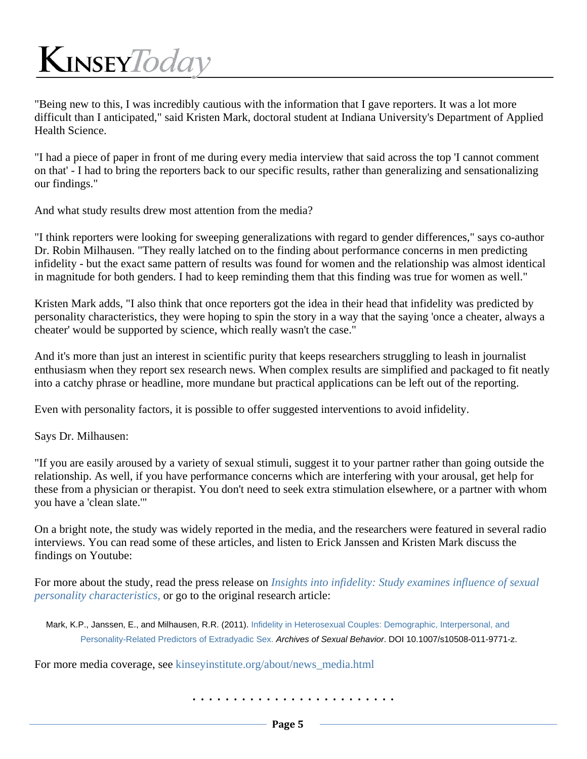"Being new to this, I was incredibly cautious with the information that I gave reporters. It was a lot more difficult than I anticipated," said Kristen Mark, doctoral student at Indiana University's Department of Applied Health Science.

"I had a piece of paper in front of me during every media interview that said across the top 'I cannot comment on that' - I had to bring the reporters back to our specific results, rather than generalizing and sensationalizing our findings."

And what study results drew most attention from the media?

"I think reporters were looking for sweeping generalizations with regard to gender differences," says co-author Dr. Robin Milhausen. "They really latched on to the finding about performance concerns in men predicting infidelity - but the exact same pattern of results was found for women and the relationship was almost identical in magnitude for both genders. I had to keep reminding them that this finding was true for women as well."

Kristen Mark adds, "I also think that once reporters got the idea in their head that infidelity was predicted by personality characteristics, they were hoping to spin the story in a way that the saying 'once a cheater, always a cheater' would be supported by science, which really wasn't the case."

And it's more than just an interest in scientific purity that keeps researchers struggling to leash in journalist enthusiasm when they report sex research news. When complex results are simplified and packaged to fit neatly into a catchy phrase or headline, more mundane but practical applications can be left out of the reporting.

Even with personality factors, it is possible to offer suggested interventions to avoid infidelity.

Says Dr. Milhausen:

"If you are easily aroused by a variety of sexual stimuli, suggest it to your partner rather than going outside the relationship. As well, if you have performance concerns which are interfering with your arousal, get help for these from a physician or therapist. You don't need to seek extra stimulation elsewhere, or a partner with whom you have a 'clean slate.'"

On a bright note, the study was widely reported in the media, and the researchers were featured in several radio interviews. You can read some of these articles, and listen to Erick Janssen and Kristen Mark discuss the findings on Youtube:

For more about the study, read the press release on *Insights into infidelity: Study examines influence of sexual personality characteristics,* or go to the original research article:

Mark, K.P., Janssen, E., and Milhausen, R.R. (2011). Infidelity in Heterosexual Couples: Demographic, Interpersonal, and Personality-Related Predictors of Extradyadic Sex. *Archives of Sexual Behavior*. DOI 10.1007/s10508-011-9771-z.

For more media coverage, see kinseyinstitute.org/about/news_media.html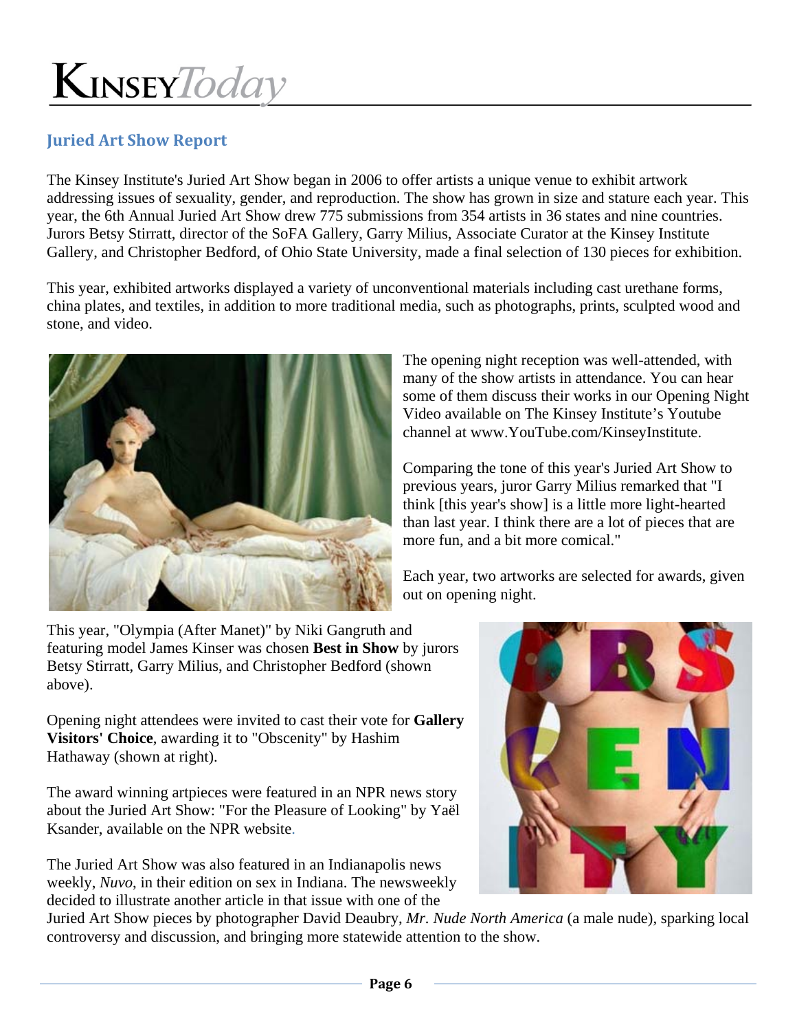## Juried Art Show Report

The Kinsey Institute's Juried Art Show began in 2006 to offer artists a unique venue to exhibit artwork addressing issues of sexuality, gender, and reproduction. The show has grown in size and stature each year. This year, the 6th Annual Juried Art Show drew 775 submissions from 354 artists in 36 states and nine countries. Jurors Betsy Stirratt, director of the SoFA Gallery, Garry Milius, Associate Curator at the Kinsey Institute Gallery, and Christopher Bedford, of Ohio State University, made a final selection of 130 pieces for exhibition.

This year, exhibited artworks displayed a variety of unconventional materials including cast urethane forms, china plates, and textiles, in addition to more traditional media, such as photographs, prints, sculpted wood and stone, and video.

The opening night reception was well-attended, with many of the show artists in attendance. You can hear some of them discuss their works in our Opening Night Video available on The Kinsey Institute's Youtube channel at www.YouTube.com/KinseyInstitute.

Comparing the tone of this year's Juried Art Show to previous years, juror Garry Milius remarked that "I think [this year's show] is a little more light-hearted than last year. I think there are a lot of pieces that are more fun, and a bit more comical."

Each year, two artworks are selected for awards, given out on opening night.

This year, "Olympia (After Manet)" by Niki Gangruth and featuring model James Kinser was chosen **Best in Show** by jurors Betsy Stirratt, Garry Milius, and Christopher Bedford (shown above).

Opening night attendees were invited to cast their vote for **Gallery Visitors' Choice**, awarding it to "Obscenity" by Hashim Hathaway (shown at right).

The award winning artpieces were featured in an NPR news story about the Juried Art Show: "For the Pleasure of Looking" by Yaël Ksander, available on the NPR website.

The Juried Art Show was also featured in an Indianapolis news weekly, *Nuvo*, in their edition on sex in Indiana. The newsweekly decided to illustrate another article in that issue with one of the Juried Art Show pieces by photographer David Deaubry, *Mr. Nude North America* (a male nude), sparking local controversy and discussion, and bringing more statewide attention to the show.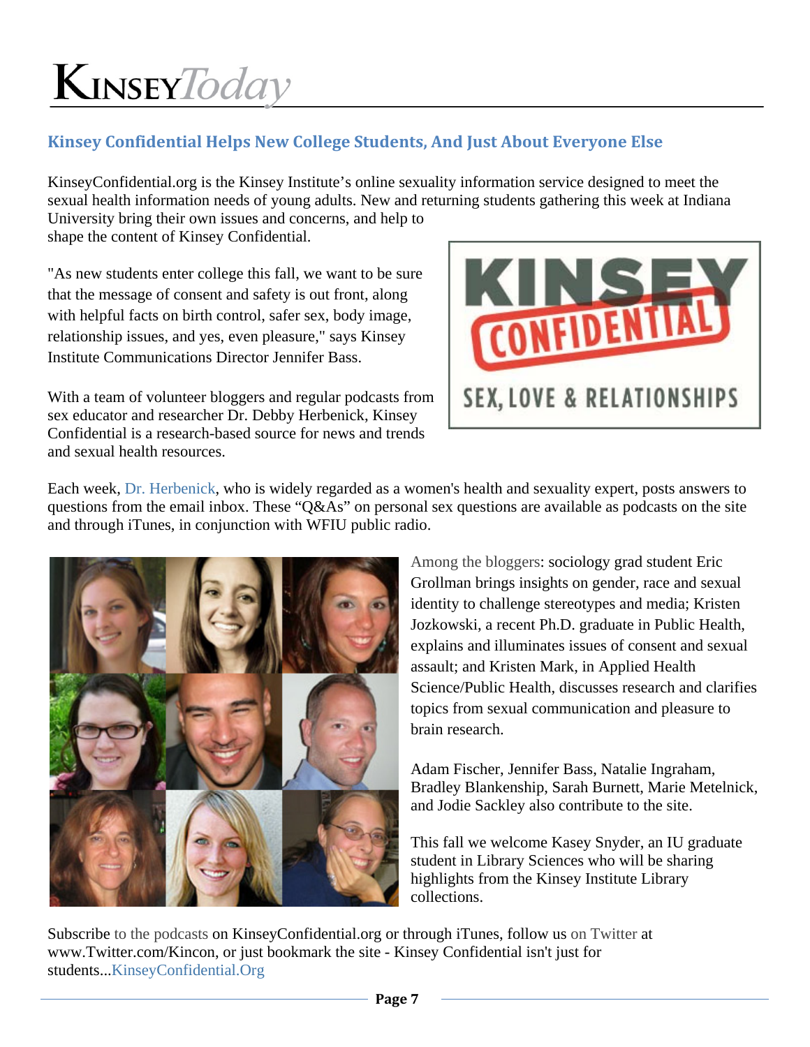## Kinsey Confidential Helps New College Students, And Just About Everyone Else

KinseyConfidential.org is the Kinsey Institute's online sexuality information service designed to meet the sexual health information needs of young adults. New and returning students gathering this week at Indiana University bring their own issues and concerns, and help to shape the content of Kinsey Confidential.

"As new students enter college this fall, we want to be sure that the message of consent and safety is out front, along with helpful facts on birth control, safer sex, body image, relationship issues, and yes, even pleasure," says Kinsey Institute Communications Director Jennifer Bass.

With a team of volunteer bloggers and regular podcasts from sex educator and researcher Dr. Debby Herbenick, Kinsey Confidential is a research-based source for news and trends and sexual health resources.

Each week, Dr. Herbenick, who is widely regarded as a women's health and sexuality expert, posts answers to questions from the email inbox. These "Q&As" on personal sex questions are available as podcasts on the site and through iTunes, in conjunction with WFIU public radio.

Among the bloggers: sociology grad student Eric Grollman brings insights on gender, race and sexual identity to challenge stereotypes and media; Kristen Jozkowski, a recent Ph.D. graduate in Public Health, explains and illuminates issues of consent and sexual assault; and Kristen Mark, in Applied Health Science/Public Health, discusses research and clarifies topics from sexual communication and pleasure to brain research.

Adam Fischer, Jennifer Bass, Natalie Ingraham, Bradley Blankenship, Sarah Burnett, Marie Metelnick, and Jodie Sackley also contribute to the site.

This fall we welcome Kasey Snyder, an IU graduate student in Library Sciences who will be sharing highlights from the Kinsey Institute Library collections.

Subscribe to the podcasts on KinseyConfidential.org or through iTunes, follow us on Twitter at www.Twitter.com/Kincon, or just bookmark the site - Kinsey Confidential isn't just for students...KinseyConfidential.Org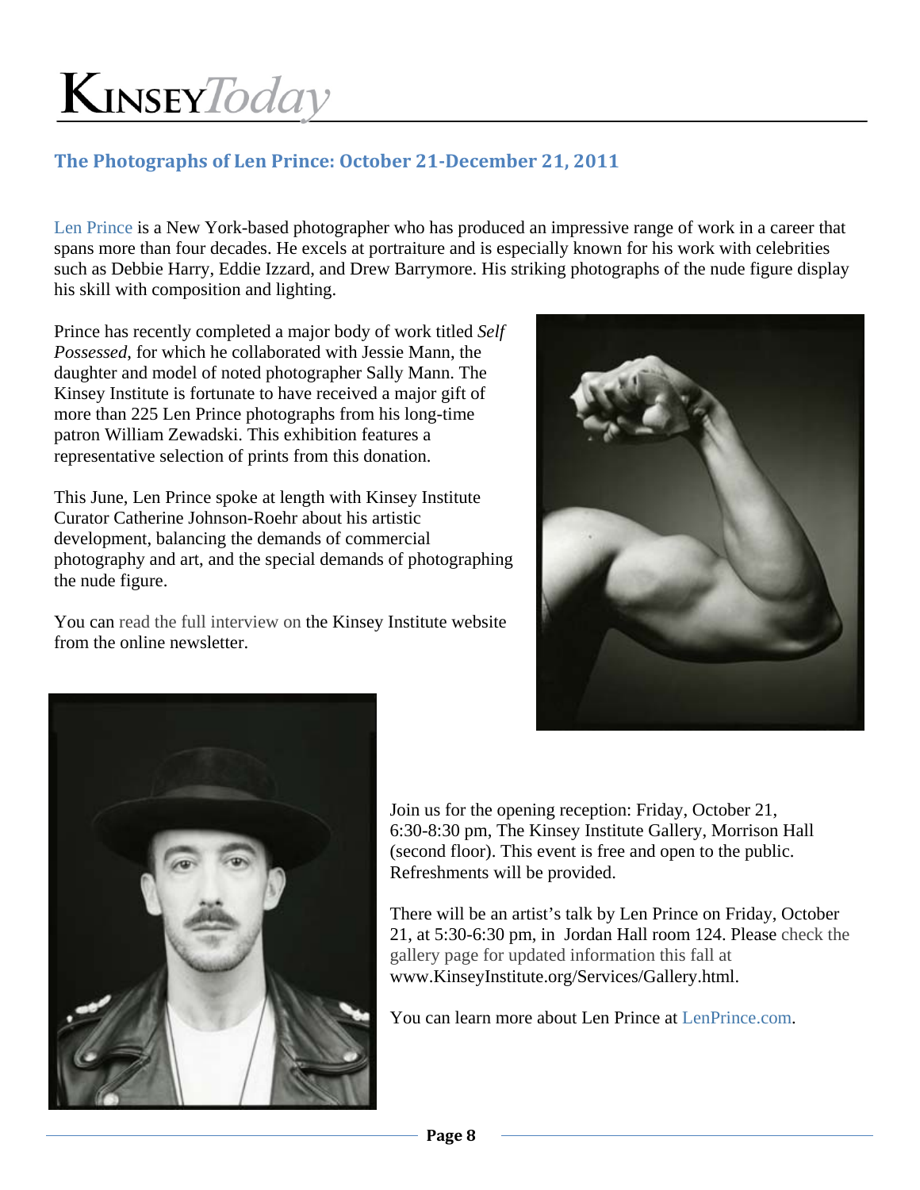## The Photographs of Len Prince: October 21-December 21, 2011

Len Prince is a New York-based photographer who has produced an impressive range of work in a career that spans more than four decades. He excels at portraiture and is especially known for his work with celebrities such as Debbie Harry, Eddie Izzard, and Drew Barrymore. His striking photographs of the nude figure display his skill with composition and lighting.

Prince has recently completed a major body of work titled *Self Possessed*, for which he collaborated with Jessie Mann, the daughter and model of noted photographer Sally Mann. The Kinsey Institute is fortunate to have received a major gift of more than 225 Len Prince photographs from his long-time patron William Zewadski. This exhibition features a representative selection of prints from this donation.

This June, Len Prince spoke at length with Kinsey Institute Curator Catherine Johnson-Roehr about his artistic development, balancing the demands of commercial photography and art, and the special demands of photographing the nude figure.

You can read the full interview on the Kinsey Institute website from the online newsletter.

Join us for the opening reception: Friday, October 21, 6:30-8:30 pm, The Kinsey Institute Gallery, Morrison Hall (second floor). This event is free and open to the public. Refreshments will be provided.

There will be an artist's talk by Len Prince on Friday, October 21, at 5:30-6:30 pm, in Jordan Hall room 124. Please check the gallery page for updated information this fall at www.KinseyInstitute.org/Services/Gallery.html.

You can learn more about Len Prince at LenPrince.com.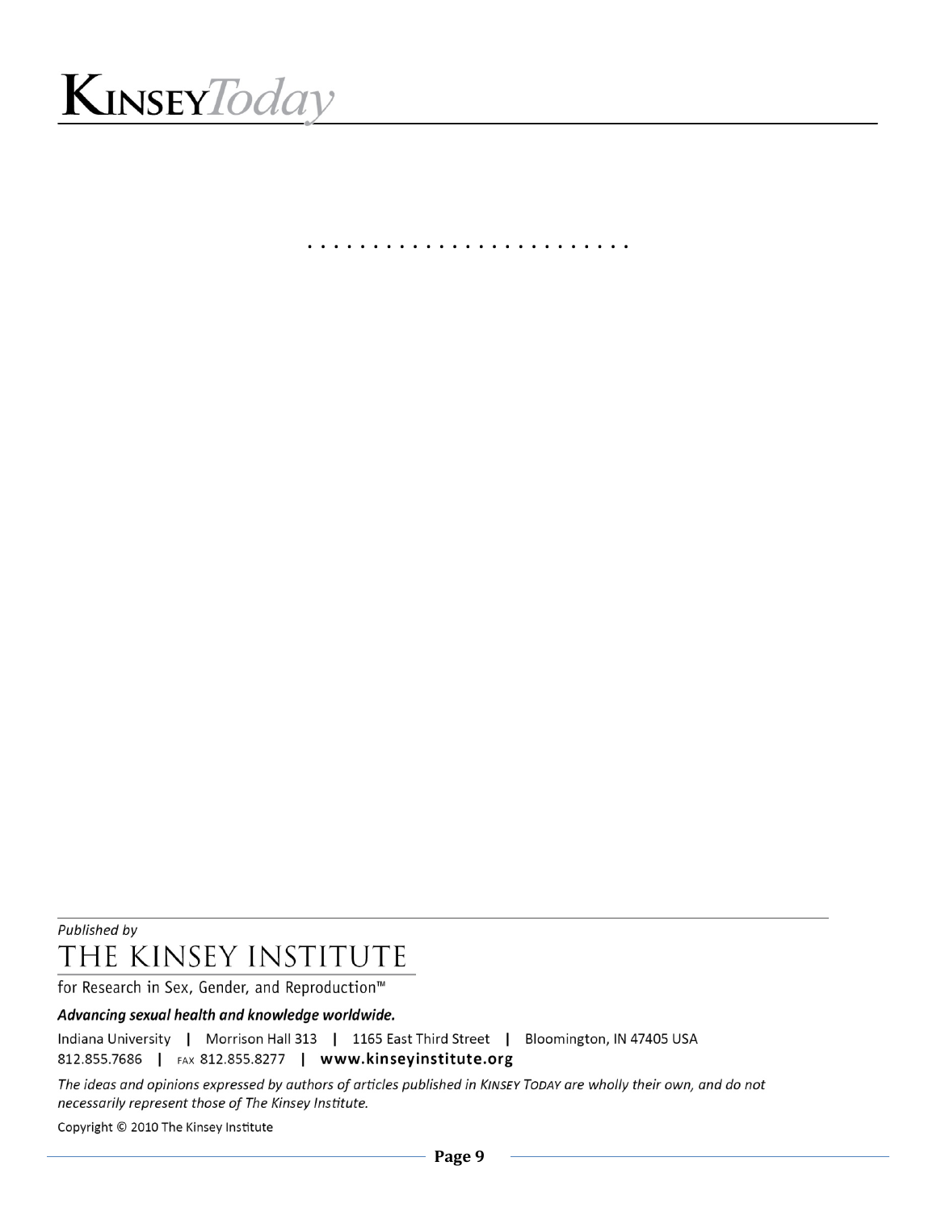*Published by*

THE KINSEY INSTITUTE

for Research in Sex, Gender, and Reproduction™

***Advancing sexual health and knowledge worldwide.***

Indiana University | Morrison Hall 313 | 1165 East Third Street | Bloomington, IN 47405 USA

812.855.7686 | FAX 812.855.8277 | **www.kinseyinstitute.org**

*The ideas and opinions expressed by authors of articles published in KINSEY TODAY are wholly their own, and do not necessarily represent those of The Kinsey Institute.*

Copyright © 2010 The Kinsey Institute